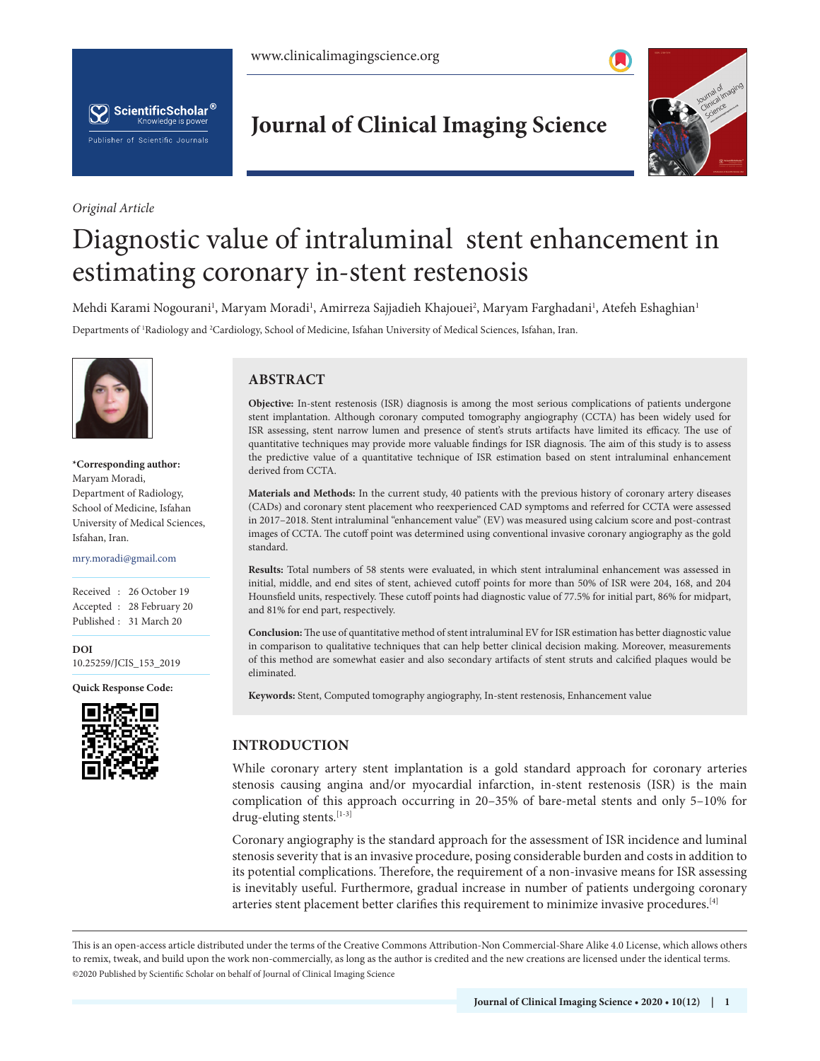*Original Article*

# Diagnostic value of intraluminal stent enhancement in estimating coronary in-stent restenosis

Mehdi Karami Nogourani[1], Maryam Moradi[1], Amirreza Sajjadieh Khajouei[2], Maryam Farghadani[1], Atefeh Eshaghian[1]

Departments of [1]Radiology and [2]Cardiology, School of Medicine, Isfahan University of Medical Sciences, Isfahan, Iran.

**\*Corresponding author:**
Maryam Moradi,
Department of Radiology,
School of Medicine, Isfahan
University of Medical Sciences,
Isfahan, Iran.

mry.moradi@gmail.com

Received : 26 October 19
Accepted : 28 February 20
Published : 31 March 20

**DOI**
10.25259/JCIS_153_2019

**Quick Response Code:**

## ABSTRACT

**Objective:** In-stent restenosis (ISR) diagnosis is among the most serious complications of patients undergone stent implantation. Although coronary computed tomography angiography (CCTA) has been widely used for ISR assessing, stent narrow lumen and presence of stent's struts artifacts have limited its efficacy. The use of quantitative techniques may provide more valuable findings for ISR diagnosis. The aim of this study is to assess the predictive value of a quantitative technique of ISR estimation based on stent intraluminal enhancement derived from CCTA.

**Materials and Methods:** In the current study, 40 patients with the previous history of coronary artery diseases (CADs) and coronary stent placement who reexperienced CAD symptoms and referred for CCTA were assessed in 2017–2018. Stent intraluminal "enhancement value" (EV) was measured using calcium score and post-contrast images of CCTA. The cutoff point was determined using conventional invasive coronary angiography as the gold standard.

**Results:** Total numbers of 58 stents were evaluated, in which stent intraluminal enhancement was assessed in initial, middle, and end sites of stent, achieved cutoff points for more than 50% of ISR were 204, 168, and 204 Hounsfield units, respectively. These cutoff points had diagnostic value of 77.5% for initial part, 86% for midpart, and 81% for end part, respectively.

**Conclusion:** The use of quantitative method of stent intraluminal EV for ISR estimation has better diagnostic value in comparison to qualitative techniques that can help better clinical decision making. Moreover, measurements of this method are somewhat easier and also secondary artifacts of stent struts and calcified plaques would be eliminated.

**Keywords:** Stent, Computed tomography angiography, In-stent restenosis, Enhancement value

## INTRODUCTION

While coronary artery stent implantation is a gold standard approach for coronary arteries stenosis causing angina and/or myocardial infarction, in-stent restenosis (ISR) is the main complication of this approach occurring in 20–35% of bare-metal stents and only 5–10% for drug-eluting stents.[1-3]

Coronary angiography is the standard approach for the assessment of ISR incidence and luminal stenosis severity that is an invasive procedure, posing considerable burden and costs in addition to its potential complications. Therefore, the requirement of a non-invasive means for ISR assessing is inevitably useful. Furthermore, gradual increase in number of patients undergoing coronary arteries stent placement better clarifies this requirement to minimize invasive procedures.[4]

This is an open-access article distributed under the terms of the Creative Commons Attribution-Non Commercial-Share Alike 4.0 License, which allows others to remix, tweak, and build upon the work non-commercially, as long as the author is credited and the new creations are licensed under the identical terms.
©2020 Published by Scientific Scholar on behalf of Journal of Clinical Imaging Science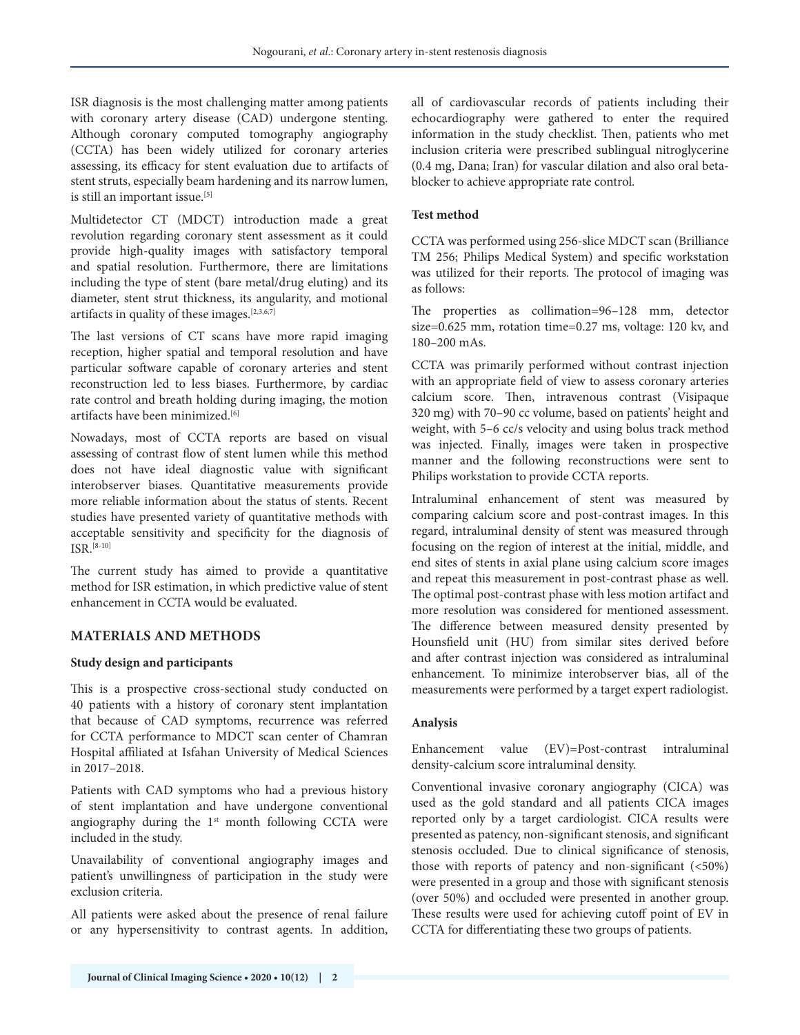ISR diagnosis is the most challenging matter among patients with coronary artery disease (CAD) undergone stenting. Although coronary computed tomography angiography (CCTA) has been widely utilized for coronary arteries assessing, its efficacy for stent evaluation due to artifacts of stent struts, especially beam hardening and its narrow lumen, is still an important issue.[5]

Multidetector CT (MDCT) introduction made a great revolution regarding coronary stent assessment as it could provide high-quality images with satisfactory temporal and spatial resolution. Furthermore, there are limitations including the type of stent (bare metal/drug eluting) and its diameter, stent strut thickness, its angularity, and motional artifacts in quality of these images.[2,3,6,7]

The last versions of CT scans have more rapid imaging reception, higher spatial and temporal resolution and have particular software capable of coronary arteries and stent reconstruction led to less biases. Furthermore, by cardiac rate control and breath holding during imaging, the motion artifacts have been minimized.[6]

Nowadays, most of CCTA reports are based on visual assessing of contrast flow of stent lumen while this method does not have ideal diagnostic value with significant interobserver biases. Quantitative measurements provide more reliable information about the status of stents. Recent studies have presented variety of quantitative methods with acceptable sensitivity and specificity for the diagnosis of ISR.[8-10]

The current study has aimed to provide a quantitative method for ISR estimation, in which predictive value of stent enhancement in CCTA would be evaluated.

## MATERIALS AND METHODS

### Study design and participants

This is a prospective cross-sectional study conducted on 40 patients with a history of coronary stent implantation that because of CAD symptoms, recurrence was referred for CCTA performance to MDCT scan center of Chamran Hospital affiliated at Isfahan University of Medical Sciences in 2017–2018.

Patients with CAD symptoms who had a previous history of stent implantation and have undergone conventional angiography during the 1st month following CCTA were included in the study.

Unavailability of conventional angiography images and patient's unwillingness of participation in the study were exclusion criteria.

All patients were asked about the presence of renal failure or any hypersensitivity to contrast agents. In addition, all of cardiovascular records of patients including their echocardiography were gathered to enter the required information in the study checklist. Then, patients who met inclusion criteria were prescribed sublingual nitroglycerine (0.4 mg, Dana; Iran) for vascular dilation and also oral beta-blocker to achieve appropriate rate control.

### Test method

CCTA was performed using 256-slice MDCT scan (Brilliance TM 256; Philips Medical System) and specific workstation was utilized for their reports. The protocol of imaging was as follows:

The properties as collimation=96–128 mm, detector size=0.625 mm, rotation time=0.27 ms, voltage: 120 kv, and 180–200 mAs.

CCTA was primarily performed without contrast injection with an appropriate field of view to assess coronary arteries calcium score. Then, intravenous contrast (Visipaque 320 mg) with 70–90 cc volume, based on patients' height and weight, with 5–6 cc/s velocity and using bolus track method was injected. Finally, images were taken in prospective manner and the following reconstructions were sent to Philips workstation to provide CCTA reports.

Intraluminal enhancement of stent was measured by comparing calcium score and post-contrast images. In this regard, intraluminal density of stent was measured through focusing on the region of interest at the initial, middle, and end sites of stents in axial plane using calcium score images and repeat this measurement in post-contrast phase as well. The optimal post-contrast phase with less motion artifact and more resolution was considered for mentioned assessment. The difference between measured density presented by Hounsfield unit (HU) from similar sites derived before and after contrast injection was considered as intraluminal enhancement. To minimize interobserver bias, all of the measurements were performed by a target expert radiologist.

### Analysis

Enhancement value (EV)=Post-contrast intraluminal density-calcium score intraluminal density.

Conventional invasive coronary angiography (CICA) was used as the gold standard and all patients CICA images reported only by a target cardiologist. CICA results were presented as patency, non-significant stenosis, and significant stenosis occluded. Due to clinical significance of stenosis, those with reports of patency and non-significant (<50%) were presented in a group and those with significant stenosis (over 50%) and occluded were presented in another group. These results were used for achieving cutoff point of EV in CCTA for differentiating these two groups of patients.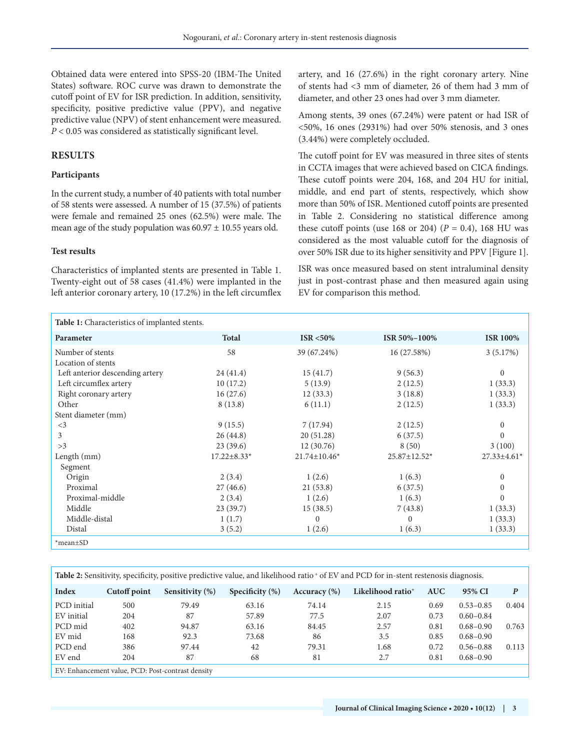Obtained data were entered into SPSS-20 (IBM-The United States) software. ROC curve was drawn to demonstrate the cutoff point of EV for ISR prediction. In addition, sensitivity, specificity, positive predictive value (PPV), and negative predictive value (NPV) of stent enhancement were measured. $P < 0.05$ was considered as statistically significant level.

## RESULTS

### Participants

In the current study, a number of 40 patients with total number of 58 stents were assessed. A number of 15 (37.5%) of patients were female and remained 25 ones (62.5%) were male. The mean age of the study population was 60.97 ± 10.55 years old.

### Test results

Characteristics of implanted stents are presented in Table 1. Twenty-eight out of 58 cases (41.4%) were implanted in the left anterior coronary artery, 10 (17.2%) in the left circumflex artery, and 16 (27.6%) in the right coronary artery. Nine of stents had <3 mm of diameter, 26 of them had 3 mm of diameter, and other 23 ones had over 3 mm diameter.

Among stents, 39 ones (67.24%) were patent or had ISR of <50%, 16 ones (2931%) had over 50% stenosis, and 3 ones (3.44%) were completely occluded.

The cutoff point for EV was measured in three sites of stents in CCTA images that were achieved based on CICA findings. These cutoff points were 204, 168, and 204 HU for initial, middle, and end part of stents, respectively, which show more than 50% of ISR. Mentioned cutoff points are presented in Table 2. Considering no statistical difference among these cutoff points (use 168 or 204) ($P = 0.4$), 168 HU was considered as the most valuable cutoff for the diagnosis of over 50% ISR due to its higher sensitivity and PPV [Figure 1].

ISR was once measured based on stent intraluminal density just in post-contrast phase and then measured again using EV for comparison this method.

**Table 1:** Characteristics of implanted stents.

| Parameter | Total | ISR <50% | ISR 50%–100% | ISR 100% |
|---|---|---|---|---|
| Number of stents | 58 | 39 (67.24%) | 16 (27.58%) | 3 (5.17%) |
| Location of stents | | | | |
| Left anterior descending artery | 24 (41.4) | 15 (41.7) | 9 (56.3) | 0 |
| Left circumflex artery | 10 (17.2) | 5 (13.9) | 2 (12.5) | 1 (33.3) |
| Right coronary artery | 16 (27.6) | 12 (33.3) | 3 (18.8) | 1 (33.3) |
| Other | 8 (13.8) | 6 (11.1) | 2 (12.5) | 1 (33.3) |
| Stent diameter (mm) | | | | |
| <3 | 9 (15.5) | 7 (17.94) | 2 (12.5) | 0 |
| 3 | 26 (44.8) | 20 (51.28) | 6 (37.5) | 0 |
| >3 | 23 (39.6) | 12 (30.76) | 8 (50) | 3 (100) |
| Length (mm) | 17.22±8.33* | 21.74±10.46* | 25.87±12.52* | 27.33±4.61* |
| Segment | | | | |
| Origin | 2 (3.4) | 1 (2.6) | 1 (6.3) | 0 |
| Proximal | 27 (46.6) | 21 (53.8) | 6 (37.5) | 0 |
| Proximal-middle | 2 (3.4) | 1 (2.6) | 1 (6.3) | 0 |
| Middle | 23 (39.7) | 15 (38.5) | 7 (43.8) | 1 (33.3) |
| Middle-distal | 1 (1.7) | 0 | 0 | 1 (33.3) |
| Distal | 3 (5.2) | 1 (2.6) | 1 (6.3) | 1 (33.3) |

*mean±SD

**Table 2:** Sensitivity, specificity, positive predictive value, and likelihood ratio$^+$ of EV and PCD for in-stent restenosis diagnosis.

| Index | Cutoff point | Sensitivity (%) | Specificity (%) | Accuracy (%) | Likelihood ratio$^+$ | AUC | 95% CI | *P* |
|---|---|---|---|---|---|---|---|---|
| PCD initial | 500 | 79.49 | 63.16 | 74.14 | 2.15 | 0.69 | 0.53–0.85 | 0.404 |
| EV initial | 204 | 87 | 57.89 | 77.5 | 2.07 | 0.73 | 0.60–0.84 | |
| PCD mid | 402 | 94.87 | 63.16 | 84.45 | 2.57 | 0.81 | 0.68–0.90 | 0.763 |
| EV mid | 168 | 92.3 | 73.68 | 86 | 3.5 | 0.85 | 0.68–0.90 | |
| PCD end | 386 | 97.44 | 42 | 79.31 | 1.68 | 0.72 | 0.56–0.88 | 0.113 |
| EV end | 204 | 87 | 68 | 81 | 2.7 | 0.81 | 0.68–0.90 | |

EV: Enhancement value, PCD: Post-contrast density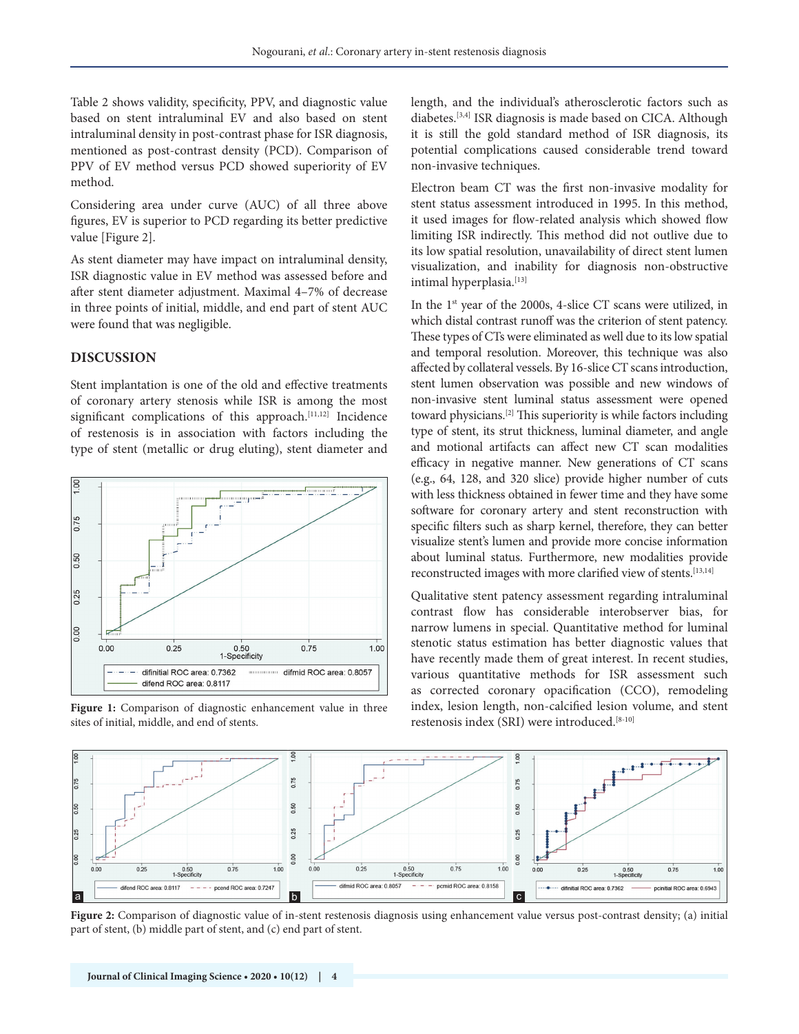Table 2 shows validity, specificity, PPV, and diagnostic value based on stent intraluminal EV and also based on stent intraluminal density in post-contrast phase for ISR diagnosis, mentioned as post-contrast density (PCD). Comparison of PPV of EV method versus PCD showed superiority of EV method.

Considering area under curve (AUC) of all three above figures, EV is superior to PCD regarding its better predictive value [Figure 2].

As stent diameter may have impact on intraluminal density, ISR diagnostic value in EV method was assessed before and after stent diameter adjustment. Maximal 4–7% of decrease in three points of initial, middle, and end part of stent AUC were found that was negligible.

## DISCUSSION

Stent implantation is one of the old and effective treatments of coronary artery stenosis while ISR is among the most significant complications of this approach.[11,12] Incidence of restenosis is in association with factors including the type of stent (metallic or drug eluting), stent diameter and length, and the individual's atherosclerotic factors such as diabetes.[3,4] ISR diagnosis is made based on CICA. Although it is still the gold standard method of ISR diagnosis, its potential complications caused considerable trend toward non-invasive techniques.

**Figure 1:** Comparison of diagnostic enhancement value in three sites of initial, middle, and end of stents.

Electron beam CT was the first non-invasive modality for stent status assessment introduced in 1995. In this method, it used images for flow-related analysis which showed flow limiting ISR indirectly. This method did not outlive due to its low spatial resolution, unavailability of direct stent lumen visualization, and inability for diagnosis non-obstructive intimal hyperplasia.[13]

In the 1st year of the 2000s, 4-slice CT scans were utilized, in which distal contrast runoff was the criterion of stent patency. These types of CTs were eliminated as well due to its low spatial and temporal resolution. Moreover, this technique was also affected by collateral vessels. By 16-slice CT scans introduction, stent lumen observation was possible and new windows of non-invasive stent luminal status assessment were opened toward physicians.[2] This superiority is while factors including type of stent, its strut thickness, luminal diameter, and angle and motional artifacts can affect new CT scan modalities efficacy in negative manner. New generations of CT scans (e.g., 64, 128, and 320 slice) provide higher number of cuts with less thickness obtained in fewer time and they have some software for coronary artery and stent reconstruction with specific filters such as sharp kernel, therefore, they can better visualize stent's lumen and provide more concise information about luminal status. Furthermore, new modalities provide reconstructed images with more clarified view of stents.[13,14]

Qualitative stent patency assessment regarding intraluminal contrast flow has considerable interobserver bias, for narrow lumens in special. Quantitative method for luminal stenotic status estimation has better diagnostic values that have recently made them of great interest. In recent studies, various quantitative methods for ISR assessment such as corrected coronary opacification (CCO), remodeling index, lesion length, non-calcified lesion volume, and stent restenosis index (SRI) were introduced.[8-10]

**Figure 2:** Comparison of diagnostic value of in-stent restenosis diagnosis using enhancement value versus post-contrast density; (a) initial part of stent, (b) middle part of stent, and (c) end part of stent.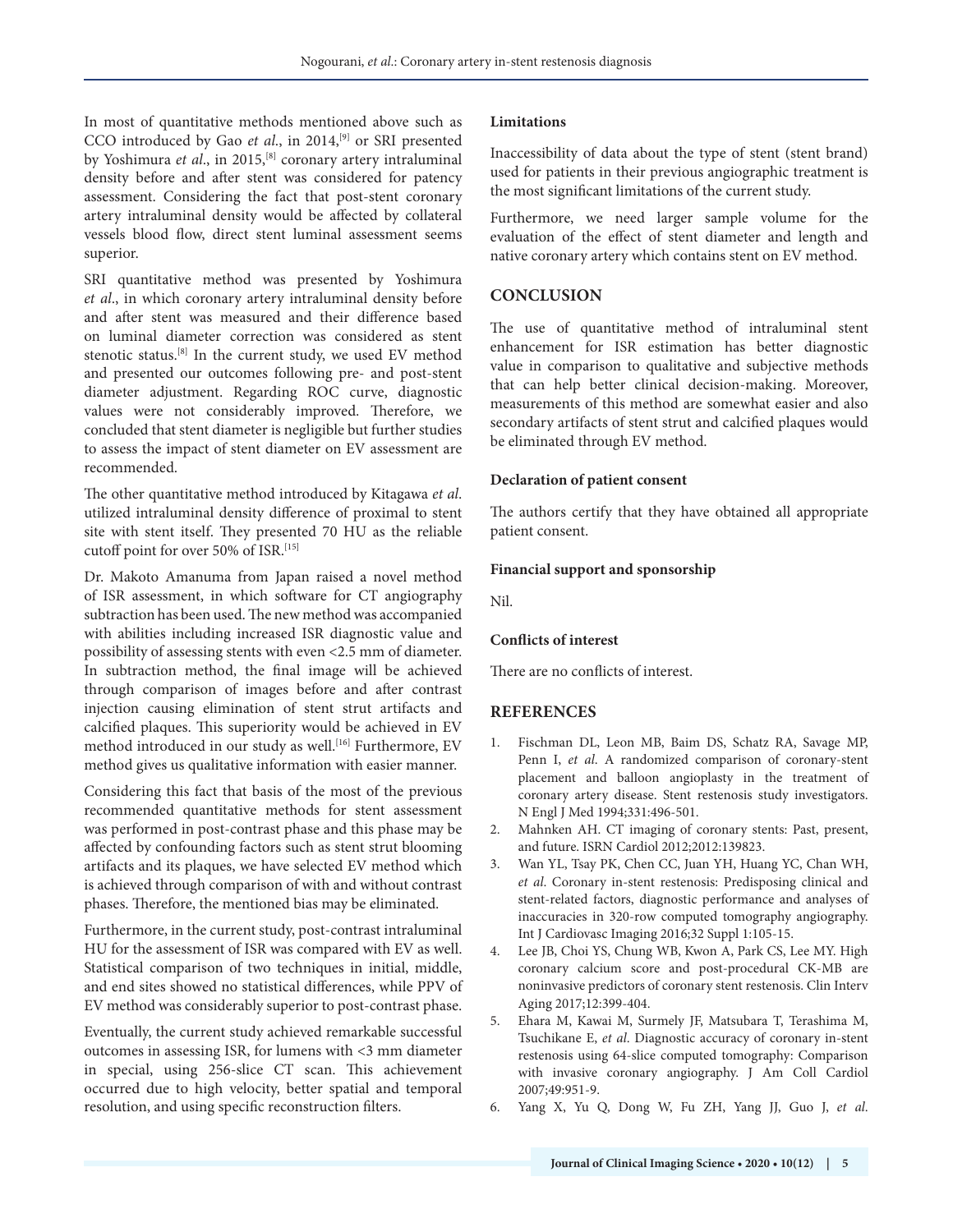In most of quantitative methods mentioned above such as CCO introduced by Gao *et al*., in 2014,[9] or SRI presented by Yoshimura *et al*., in 2015,[8] coronary artery intraluminal density before and after stent was considered for patency assessment. Considering the fact that post-stent coronary artery intraluminal density would be affected by collateral vessels blood flow, direct stent luminal assessment seems superior.

SRI quantitative method was presented by Yoshimura *et al*., in which coronary artery intraluminal density before and after stent was measured and their difference based on luminal diameter correction was considered as stent stenotic status.[8] In the current study, we used EV method and presented our outcomes following pre- and post-stent diameter adjustment. Regarding ROC curve, diagnostic values were not considerably improved. Therefore, we concluded that stent diameter is negligible but further studies to assess the impact of stent diameter on EV assessment are recommended.

The other quantitative method introduced by Kitagawa *et al*. utilized intraluminal density difference of proximal to stent site with stent itself. They presented 70 HU as the reliable cutoff point for over 50% of ISR.[15]

Dr. Makoto Amanuma from Japan raised a novel method of ISR assessment, in which software for CT angiography subtraction has been used. The new method was accompanied with abilities including increased ISR diagnostic value and possibility of assessing stents with even <2.5 mm of diameter. In subtraction method, the final image will be achieved through comparison of images before and after contrast injection causing elimination of stent strut artifacts and calcified plaques. This superiority would be achieved in EV method introduced in our study as well.[16] Furthermore, EV method gives us qualitative information with easier manner.

Considering this fact that basis of the most of the previous recommended quantitative methods for stent assessment was performed in post-contrast phase and this phase may be affected by confounding factors such as stent strut blooming artifacts and its plaques, we have selected EV method which is achieved through comparison of with and without contrast phases. Therefore, the mentioned bias may be eliminated.

Furthermore, in the current study, post-contrast intraluminal HU for the assessment of ISR was compared with EV as well. Statistical comparison of two techniques in initial, middle, and end sites showed no statistical differences, while PPV of EV method was considerably superior to post-contrast phase.

Eventually, the current study achieved remarkable successful outcomes in assessing ISR, for lumens with <3 mm diameter in special, using 256-slice CT scan. This achievement occurred due to high velocity, better spatial and temporal resolution, and using specific reconstruction filters.

**Limitations**

Inaccessibility of data about the type of stent (stent brand) used for patients in their previous angiographic treatment is the most significant limitations of the current study.

Furthermore, we need larger sample volume for the evaluation of the effect of stent diameter and length and native coronary artery which contains stent on EV method.

## CONCLUSION

The use of quantitative method of intraluminal stent enhancement for ISR estimation has better diagnostic value in comparison to qualitative and subjective methods that can help better clinical decision-making. Moreover, measurements of this method are somewhat easier and also secondary artifacts of stent strut and calcified plaques would be eliminated through EV method.

**Declaration of patient consent**

The authors certify that they have obtained all appropriate patient consent.

**Financial support and sponsorship**

Nil.

**Conflicts of interest**

There are no conflicts of interest.

## REFERENCES

1. Fischman DL, Leon MB, Baim DS, Schatz RA, Savage MP, Penn I, *et al*. A randomized comparison of coronary-stent placement and balloon angioplasty in the treatment of coronary artery disease. Stent restenosis study investigators. N Engl J Med 1994;331:496-501.
2. Mahnken AH. CT imaging of coronary stents: Past, present, and future. ISRN Cardiol 2012;2012:139823.
3. Wan YL, Tsay PK, Chen CC, Juan YH, Huang YC, Chan WH, *et al*. Coronary in-stent restenosis: Predisposing clinical and stent-related factors, diagnostic performance and analyses of inaccuracies in 320-row computed tomography angiography. Int J Cardiovasc Imaging 2016;32 Suppl 1:105-15.
4. Lee JB, Choi YS, Chung WB, Kwon A, Park CS, Lee MY. High coronary calcium score and post-procedural CK-MB are noninvasive predictors of coronary stent restenosis. Clin Interv Aging 2017;12:399-404.
5. Ehara M, Kawai M, Surmely JF, Matsubara T, Terashima M, Tsuchikane E, *et al*. Diagnostic accuracy of coronary in-stent restenosis using 64-slice computed tomography: Comparison with invasive coronary angiography. J Am Coll Cardiol 2007;49:951-9.
6. Yang X, Yu Q, Dong W, Fu ZH, Yang JJ, Guo J, *et al*.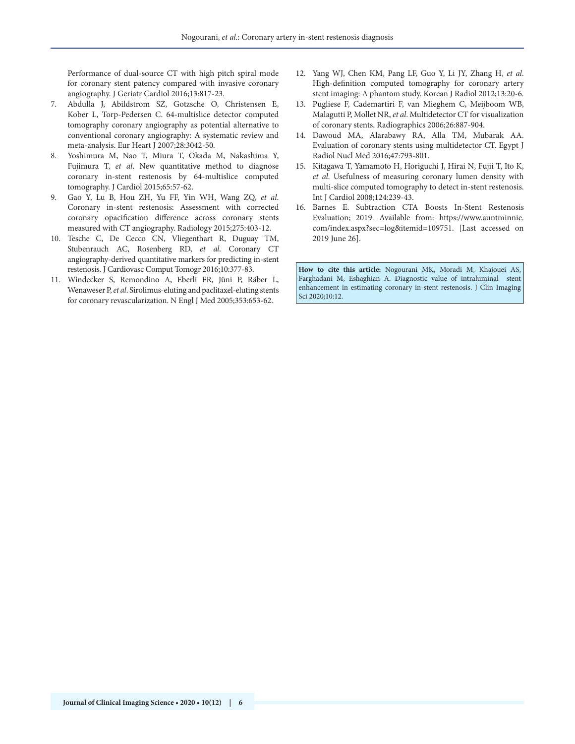Performance of dual-source CT with high pitch spiral mode for coronary stent patency compared with invasive coronary angiography. J Geriatr Cardiol 2016;13:817-23.

7. Abdulla J, Abildstrom SZ, Gotzsche O, Christensen E, Kober L, Torp-Pedersen C. 64-multislice detector computed tomography coronary angiography as potential alternative to conventional coronary angiography: A systematic review and meta-analysis. Eur Heart J 2007;28:3042-50.
8. Yoshimura M, Nao T, Miura T, Okada M, Nakashima Y, Fujimura T, *et al*. New quantitative method to diagnose coronary in-stent restenosis by 64-multislice computed tomography. J Cardiol 2015;65:57-62.
9. Gao Y, Lu B, Hou ZH, Yu FF, Yin WH, Wang ZQ, *et al*. Coronary in-stent restenosis: Assessment with corrected coronary opacification difference across coronary stents measured with CT angiography. Radiology 2015;275:403-12.
10. Tesche C, De Cecco CN, Vliegenthart R, Duguay TM, Stubenrauch AC, Rosenberg RD, *et al*. Coronary CT angiography-derived quantitative markers for predicting in-stent restenosis. J Cardiovasc Comput Tomogr 2016;10:377-83.
11. Windecker S, Remondino A, Eberli FR, Jüni P, Räber L, Wenaweser P, *et al*. Sirolimus-eluting and paclitaxel-eluting stents for coronary revascularization. N Engl J Med 2005;353:653-62.
12. Yang WJ, Chen KM, Pang LF, Guo Y, Li JY, Zhang H, *et al*. High-definition computed tomography for coronary artery stent imaging: A phantom study. Korean J Radiol 2012;13:20-6.
13. Pugliese F, Cademartiri F, van Mieghem C, Meijboom WB, Malagutti P, Mollet NR, *et al*. Multidetector CT for visualization of coronary stents. Radiographics 2006;26:887-904.
14. Dawoud MA, Alarabawy RA, Alla TM, Mubarak AA. Evaluation of coronary stents using multidetector CT. Egypt J Radiol Nucl Med 2016;47:793-801.
15. Kitagawa T, Yamamoto H, Horiguchi J, Hirai N, Fujii T, Ito K, *et al*. Usefulness of measuring coronary lumen density with multi-slice computed tomography to detect in-stent restenosis. Int J Cardiol 2008;124:239-43.
16. Barnes E. Subtraction CTA Boosts In-Stent Restenosis Evaluation; 2019. Available from: https://www.auntminnie.com/index.aspx?sec=log&itemid=109751. [Last accessed on 2019 June 26].

**How to cite this article:** Nogourani MK, Moradi M, Khajouei AS, Farghadani M, Eshaghian A. Diagnostic value of intraluminal stent enhancement in estimating coronary in-stent restenosis. J Clin Imaging Sci 2020;10:12.